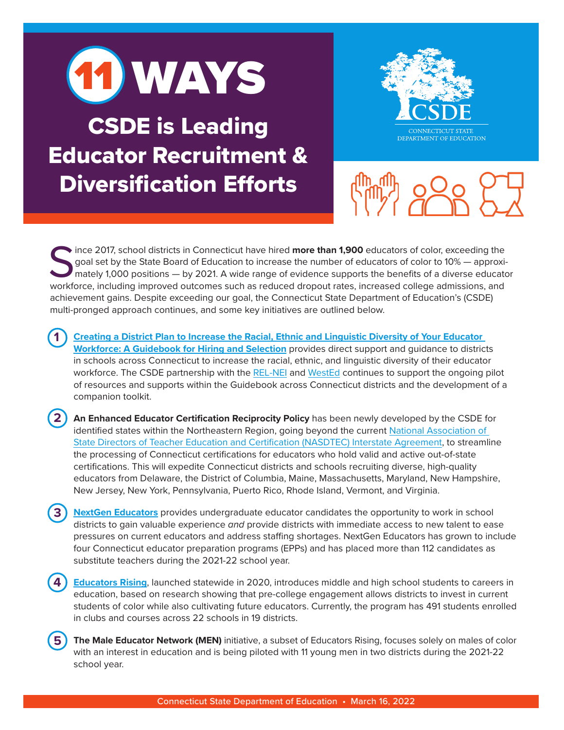# 11 WAYS

## CSDE is Leading Educator Recruitment & Diversification Efforts

CSDE
CONNECTICUT STATE DEPARTMENT OF EDUCATION

Since 2017, school districts in Connecticut have hired **more than 1,900** educators of color, exceeding the goal set by the State Board of Education to increase the number of educators of color to 10% — approximately 1,000 positions — by 2021. A wide range of evidence supports the benefits of a diverse educator workforce, including improved outcomes such as reduced dropout rates, increased college admissions, and achievement gains. Despite exceeding our goal, the Connecticut State Department of Education's (CSDE) multi-pronged approach continues, and some key initiatives are outlined below.

1. **Creating a District Plan to Increase the Racial, Ethnic and Linguistic Diversity of Your Educator Workforce: A Guidebook for Hiring and Selection** provides direct support and guidance to districts in schools across Connecticut to increase the racial, ethnic, and linguistic diversity of their educator workforce. The CSDE partnership with the REL-NEI and WestEd continues to support the ongoing pilot of resources and supports within the Guidebook across Connecticut districts and the development of a companion toolkit.

2. **An Enhanced Educator Certification Reciprocity Policy** has been newly developed by the CSDE for identified states within the Northeastern Region, going beyond the current National Association of State Directors of Teacher Education and Certification (NASDTEC) Interstate Agreement, to streamline the processing of Connecticut certifications for educators who hold valid and active out-of-state certifications. This will expedite Connecticut districts and schools recruiting diverse, high-quality educators from Delaware, the District of Columbia, Maine, Massachusetts, Maryland, New Hampshire, New Jersey, New York, Pennsylvania, Puerto Rico, Rhode Island, Vermont, and Virginia.

3. **NextGen Educators** provides undergraduate educator candidates the opportunity to work in school districts to gain valuable experience *and* provide districts with immediate access to new talent to ease pressures on current educators and address staffing shortages. NextGen Educators has grown to include four Connecticut educator preparation programs (EPPs) and has placed more than 112 candidates as substitute teachers during the 2021-22 school year.

4. **Educators Rising**, launched statewide in 2020, introduces middle and high school students to careers in education, based on research showing that pre-college engagement allows districts to invest in current students of color while also cultivating future educators. Currently, the program has 491 students enrolled in clubs and courses across 22 schools in 19 districts.

5. **The Male Educator Network (MEN)** initiative, a subset of Educators Rising, focuses solely on males of color with an interest in education and is being piloted with 11 young men in two districts during the 2021-22 school year.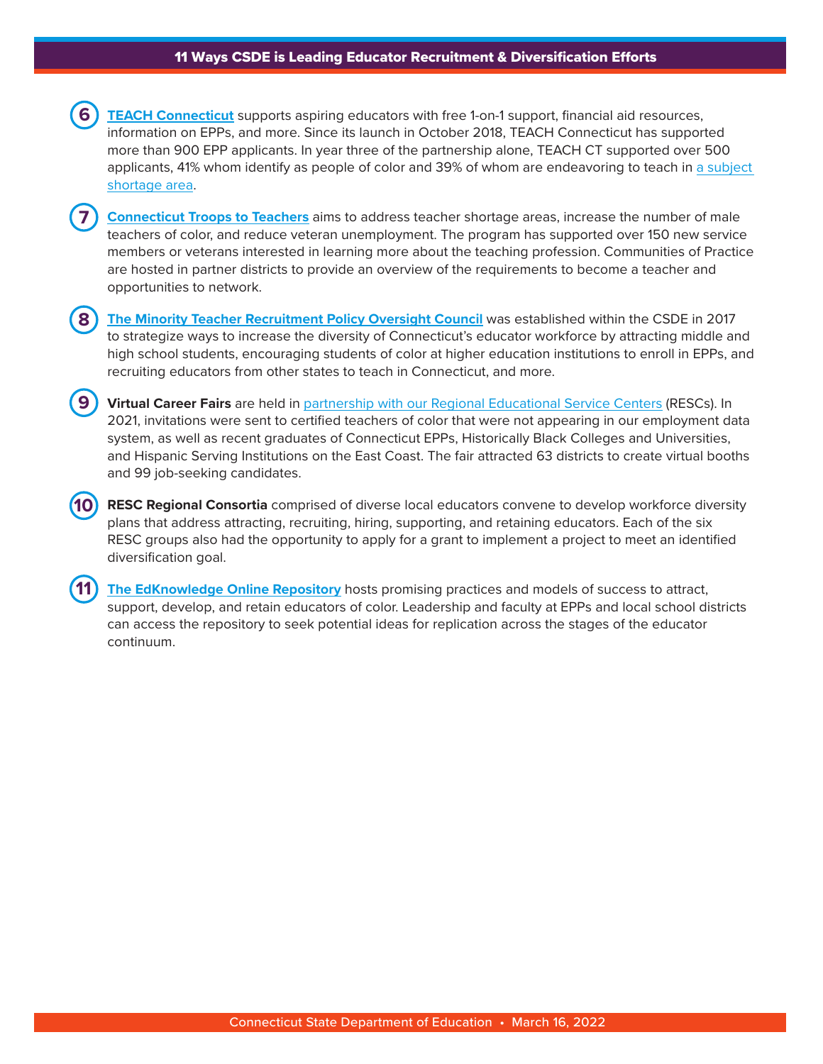## 11 Ways CSDE is Leading Educator Recruitment & Diversification Efforts

6. **TEACH Connecticut** supports aspiring educators with free 1-on-1 support, financial aid resources, information on EPPs, and more. Since its launch in October 2018, TEACH Connecticut has supported more than 900 EPP applicants. In year three of the partnership alone, TEACH CT supported over 500 applicants, 41% whom identify as people of color and 39% of whom are endeavoring to teach in a subject shortage area.

7. **Connecticut Troops to Teachers** aims to address teacher shortage areas, increase the number of male teachers of color, and reduce veteran unemployment. The program has supported over 150 new service members or veterans interested in learning more about the teaching profession. Communities of Practice are hosted in partner districts to provide an overview of the requirements to become a teacher and opportunities to network.

8. **The Minority Teacher Recruitment Policy Oversight Council** was established within the CSDE in 2017 to strategize ways to increase the diversity of Connecticut's educator workforce by attracting middle and high school students, encouraging students of color at higher education institutions to enroll in EPPs, and recruiting educators from other states to teach in Connecticut, and more.

9. **Virtual Career Fairs** are held in partnership with our Regional Educational Service Centers (RESCs). In 2021, invitations were sent to certified teachers of color that were not appearing in our employment data system, as well as recent graduates of Connecticut EPPs, Historically Black Colleges and Universities, and Hispanic Serving Institutions on the East Coast. The fair attracted 63 districts to create virtual booths and 99 job-seeking candidates.

10. **RESC Regional Consortia** comprised of diverse local educators convene to develop workforce diversity plans that address attracting, recruiting, hiring, supporting, and retaining educators. Each of the six RESC groups also had the opportunity to apply for a grant to implement a project to meet an identified diversification goal.

11. **The EdKnowledge Online Repository** hosts promising practices and models of success to attract, support, develop, and retain educators of color. Leadership and faculty at EPPs and local school districts can access the repository to seek potential ideas for replication across the stages of the educator continuum.